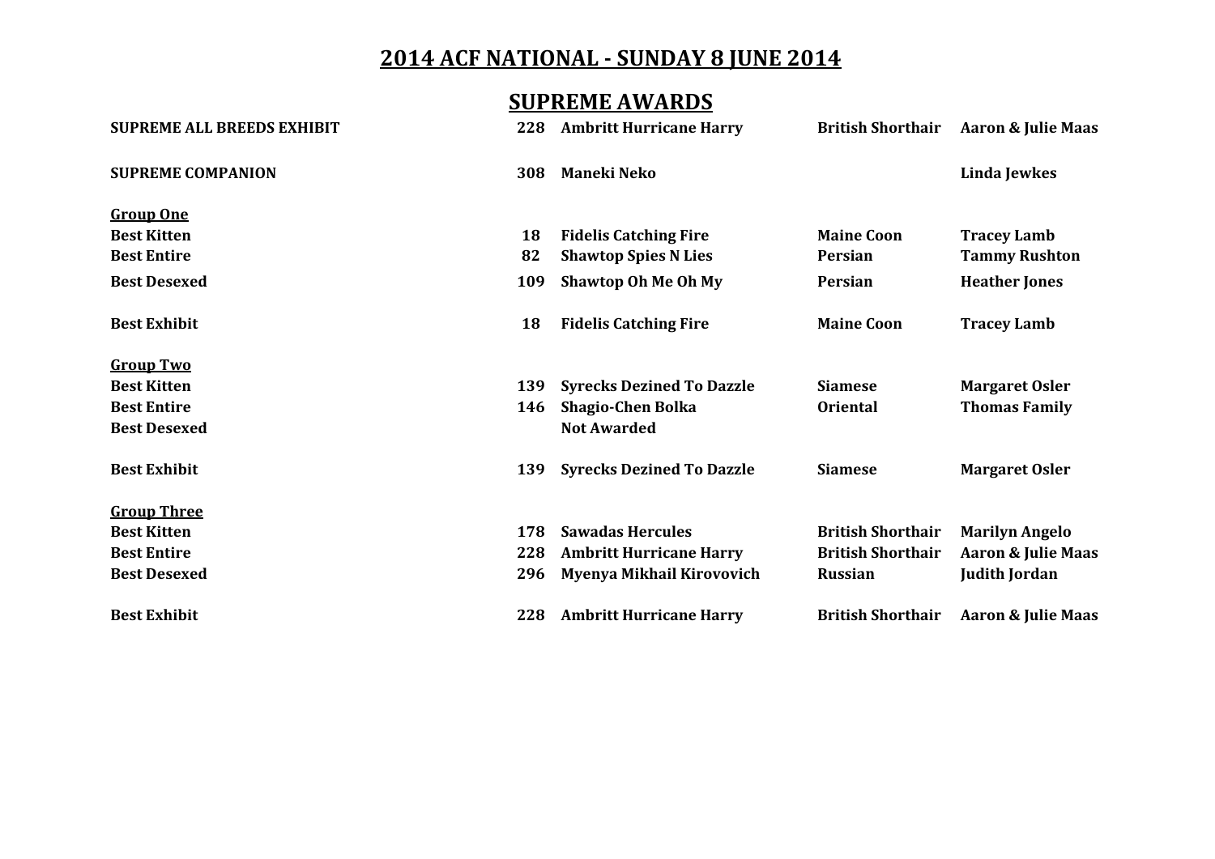# 2014 ACF NATIONAL - SUNDAY 8 JUNE 2014

## SUPREME AWARDS

| Award | No. | Name | Breed | Owner |
|---|---|---|---|---|
| **SUPREME ALL BREEDS EXHIBIT** | 228 | Ambritt Hurricane Harry | British Shorthair | Aaron & Julie Maas |
| **SUPREME COMPANION** | 308 | Maneki Neko | | Linda Jewkes |
| **Group One** | | | | |
| Best Kitten | 18 | Fidelis Catching Fire | Maine Coon | Tracey Lamb |
| Best Entire | 82 | Shawtop Spies N Lies | Persian | Tammy Rushton |
| Best Desexed | 109 | Shawtop Oh Me Oh My | Persian | Heather Jones |
| Best Exhibit | 18 | Fidelis Catching Fire | Maine Coon | Tracey Lamb |
| **Group Two** | | | | |
| Best Kitten | 139 | Syrecks Dezined To Dazzle | Siamese | Margaret Osler |
| Best Entire | 146 | Shagio-Chen Bolka | Oriental | Thomas Family |
| Best Desexed | | Not Awarded | | |
| Best Exhibit | 139 | Syrecks Dezined To Dazzle | Siamese | Margaret Osler |
| **Group Three** | | | | |
| Best Kitten | 178 | Sawadas Hercules | British Shorthair | Marilyn Angelo |
| Best Entire | 228 | Ambritt Hurricane Harry | British Shorthair | Aaron & Julie Maas |
| Best Desexed | 296 | Myenya Mikhail Kirovovich | Russian | Judith Jordan |
| Best Exhibit | 228 | Ambritt Hurricane Harry | British Shorthair | Aaron & Julie Maas |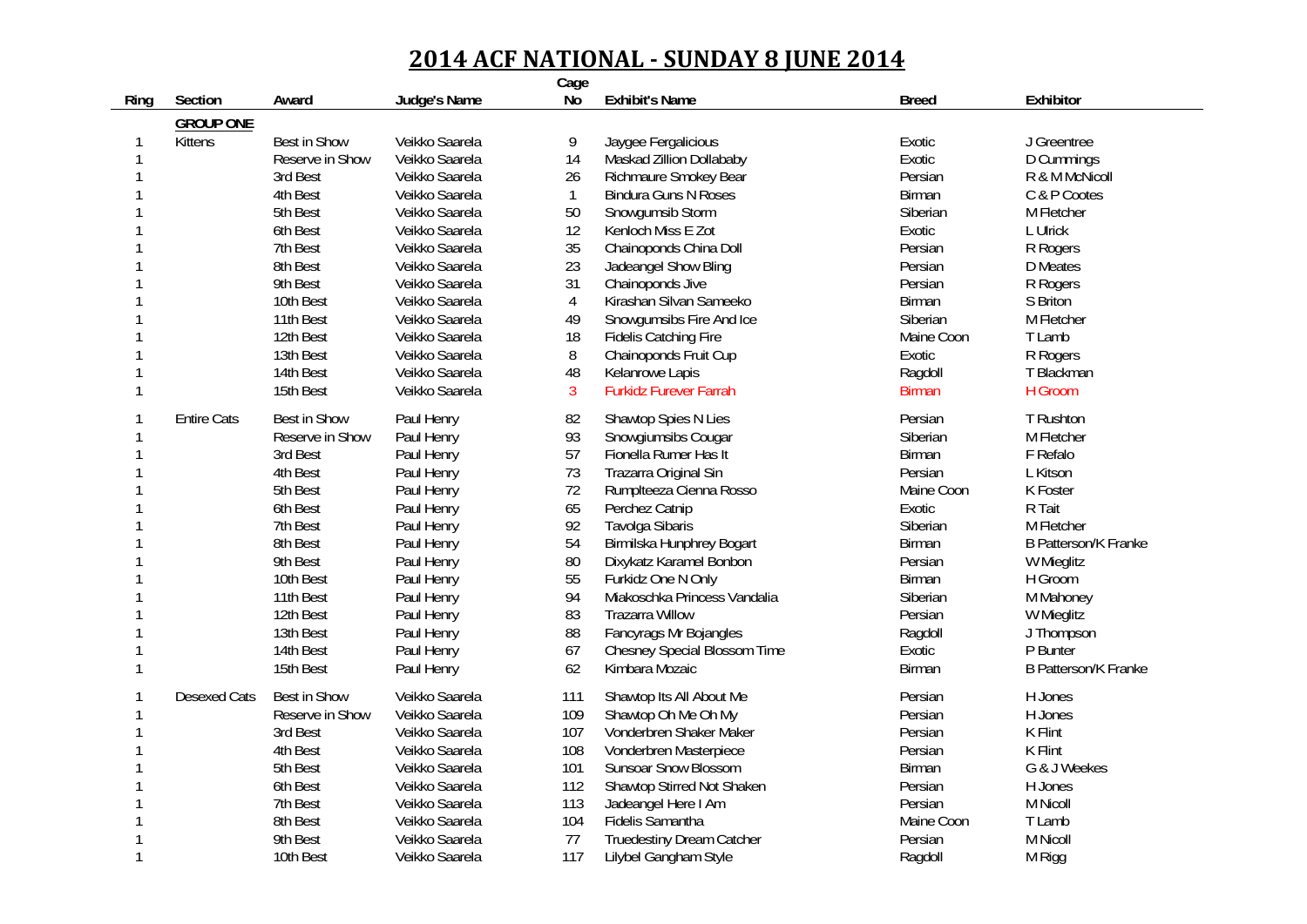# 2014 ACF NATIONAL - SUNDAY 8 JUNE 2014

| Ring | Section | Award | Judge's Name | Cage No | Exhibit's Name | Breed | Exhibitor |
|---|---|---|---|---|---|---|---|
| | **GROUP ONE** | | | | | | |
| 1 | Kittens | Best in Show | Veikko Saarela | 9 | Jaygee Fergalicious | Exotic | J Greentree |
| 1 | | Reserve in Show | Veikko Saarela | 14 | Maskad Zillion Dollababy | Exotic | D Cummings |
| 1 | | 3rd Best | Veikko Saarela | 26 | Richmaure Smokey Bear | Persian | R & M McNicoll |
| 1 | | 4th Best | Veikko Saarela | 1 | Bindura Guns N Roses | Birman | C & P Cootes |
| 1 | | 5th Best | Veikko Saarela | 50 | Snowgumsib Storm | Siberian | M Fletcher |
| 1 | | 6th Best | Veikko Saarela | 12 | Kenloch Miss E Zot | Exotic | L Ulrick |
| 1 | | 7th Best | Veikko Saarela | 35 | Chainoponds China Doll | Persian | R Rogers |
| 1 | | 8th Best | Veikko Saarela | 23 | Jadeangel Show Bling | Persian | D Meates |
| 1 | | 9th Best | Veikko Saarela | 31 | Chainoponds Jive | Persian | R Rogers |
| 1 | | 10th Best | Veikko Saarela | 4 | Kirashan Silvan Sameeko | Birman | S Briton |
| 1 | | 11th Best | Veikko Saarela | 49 | Snowgumsibs Fire And Ice | Siberian | M Fletcher |
| 1 | | 12th Best | Veikko Saarela | 18 | Fidelis Catching Fire | Maine Coon | T Lamb |
| 1 | | 13th Best | Veikko Saarela | 8 | Chainoponds Fruit Cup | Exotic | R Rogers |
| 1 | | 14th Best | Veikko Saarela | 48 | Kelanrowe Lapis | Ragdoll | T Blackman |
| 1 | | 15th Best | Veikko Saarela | 3 | Furkidz Furever Farrah | Birman | H Groom |
| 1 | Entire Cats | Best in Show | Paul Henry | 82 | Shawtop Spies N Lies | Persian | T Rushton |
| 1 | | Reserve in Show | Paul Henry | 93 | Snowgiumsibs Cougar | Siberian | M Fletcher |
| 1 | | 3rd Best | Paul Henry | 57 | Fionella Rumer Has It | Birman | F Refalo |
| 1 | | 4th Best | Paul Henry | 73 | Trazarra Original Sin | Persian | L Kitson |
| 1 | | 5th Best | Paul Henry | 72 | Rumplteeza Cienna Rosso | Maine Coon | K Foster |
| 1 | | 6th Best | Paul Henry | 65 | Perchez Catnip | Exotic | R Tait |
| 1 | | 7th Best | Paul Henry | 92 | Tavolga Sibaris | Siberian | M Fletcher |
| 1 | | 8th Best | Paul Henry | 54 | Birmilska Hunphrey Bogart | Birman | B Patterson/K Franke |
| 1 | | 9th Best | Paul Henry | 80 | Dixykatz Karamel Bonbon | Persian | W Mieglitz |
| 1 | | 10th Best | Paul Henry | 55 | Furkidz One N Only | Birman | H Groom |
| 1 | | 11th Best | Paul Henry | 94 | Miakoschka Princess Vandalia | Siberian | M Mahoney |
| 1 | | 12th Best | Paul Henry | 83 | Trazarra Willow | Persian | W Mieglitz |
| 1 | | 13th Best | Paul Henry | 88 | Fancyrags Mr Bojangles | Ragdoll | J Thompson |
| 1 | | 14th Best | Paul Henry | 67 | Chesney Special Blossom Time | Exotic | P Bunter |
| 1 | | 15th Best | Paul Henry | 62 | Kimbara Mozaic | Birman | B Patterson/K Franke |
| 1 | Desexed Cats | Best in Show | Veikko Saarela | 111 | Shawtop Its All About Me | Persian | H Jones |
| 1 | | Reserve in Show | Veikko Saarela | 109 | Shawtop Oh Me Oh My | Persian | H Jones |
| 1 | | 3rd Best | Veikko Saarela | 107 | Vonderbren Shaker Maker | Persian | K Flint |
| 1 | | 4th Best | Veikko Saarela | 108 | Vonderbren Masterpiece | Persian | K Flint |
| 1 | | 5th Best | Veikko Saarela | 101 | Sunsoar Snow Blossom | Birman | G & J Weekes |
| 1 | | 6th Best | Veikko Saarela | 112 | Shawtop Stirred Not Shaken | Persian | H Jones |
| 1 | | 7th Best | Veikko Saarela | 113 | Jadeangel Here I Am | Persian | M Nicoll |
| 1 | | 8th Best | Veikko Saarela | 104 | Fidelis Samantha | Maine Coon | T Lamb |
| 1 | | 9th Best | Veikko Saarela | 77 | Truedestiny Dream Catcher | Persian | M Nicoll |
| 1 | | 10th Best | Veikko Saarela | 117 | Lilybel Gangham Style | Ragdoll | M Rigg |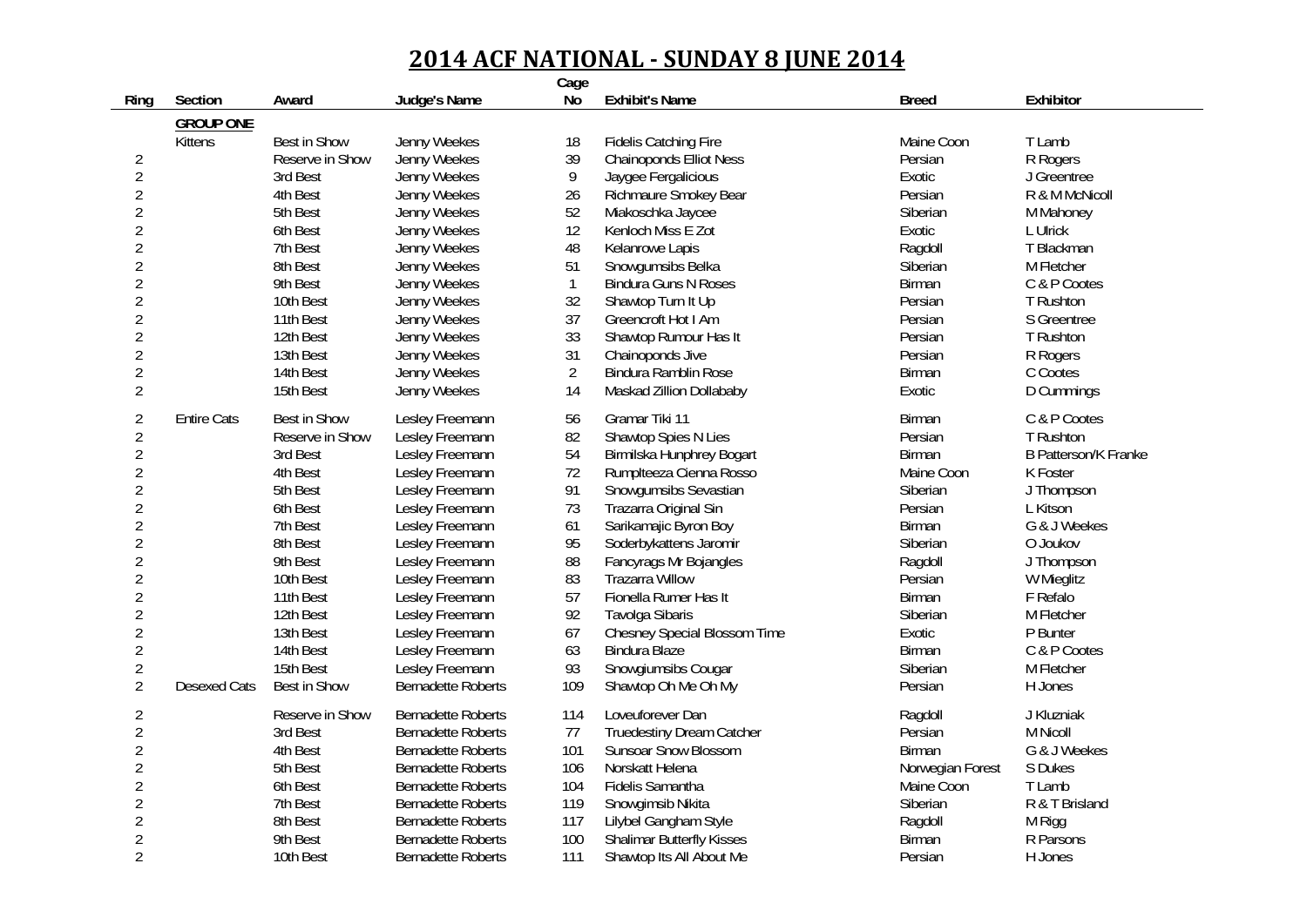# 2014 ACF NATIONAL - SUNDAY 8 JUNE 2014

| Ring | Section | Award | Judge's Name | Cage No | Exhibit's Name | Breed | Exhibitor |
|---|---|---|---|---|---|---|---|
| | **GROUP ONE** | | | | | | |
| | Kittens | Best in Show | Jenny Weekes | 18 | Fidelis Catching Fire | Maine Coon | T Lamb |
| 2 | | Reserve in Show | Jenny Weekes | 39 | Chainoponds Elliot Ness | Persian | R Rogers |
| 2 | | 3rd Best | Jenny Weekes | 9 | Jaygee Fergalicious | Exotic | J Greentree |
| 2 | | 4th Best | Jenny Weekes | 26 | Richmaure Smokey Bear | Persian | R & M McNicoll |
| 2 | | 5th Best | Jenny Weekes | 52 | Miakoschka Jaycee | Siberian | M Mahoney |
| 2 | | 6th Best | Jenny Weekes | 12 | Kenloch Miss E Zot | Exotic | L Ulrick |
| 2 | | 7th Best | Jenny Weekes | 48 | Kelanrowe Lapis | Ragdoll | T Blackman |
| 2 | | 8th Best | Jenny Weekes | 51 | Snowgumsibs Belka | Siberian | M Fletcher |
| 2 | | 9th Best | Jenny Weekes | 1 | Bindura Guns N Roses | Birman | C & P Cootes |
| 2 | | 10th Best | Jenny Weekes | 32 | Shawtop Turn It Up | Persian | T Rushton |
| 2 | | 11th Best | Jenny Weekes | 37 | Greencroft Hot I Am | Persian | S Greentree |
| 2 | | 12th Best | Jenny Weekes | 33 | Shawtop Rumour Has It | Persian | T Rushton |
| 2 | | 13th Best | Jenny Weekes | 31 | Chainoponds Jive | Persian | R Rogers |
| 2 | | 14th Best | Jenny Weekes | 2 | Bindura Ramblin Rose | Birman | C Cootes |
| 2 | | 15th Best | Jenny Weekes | 14 | Maskad Zillion Dollababy | Exotic | D Cummings |
| 2 | Entire Cats | Best in Show | Lesley Freemann | 56 | Gramar Tiki 11 | Birman | C & P Cootes |
| 2 | | Reserve in Show | Lesley Freemann | 82 | Shawtop Spies N Lies | Persian | T Rushton |
| 2 | | 3rd Best | Lesley Freemann | 54 | Birmilska Hunphrey Bogart | Birman | B Patterson/K Franke |
| 2 | | 4th Best | Lesley Freemann | 72 | Rumplteeza Cienna Rosso | Maine Coon | K Foster |
| 2 | | 5th Best | Lesley Freemann | 91 | Snowgumsibs Sevastian | Siberian | J Thompson |
| 2 | | 6th Best | Lesley Freemann | 73 | Trazarra Original Sin | Persian | L Kitson |
| 2 | | 7th Best | Lesley Freemann | 61 | Sarikamajic Byron Boy | Birman | G & J Weekes |
| 2 | | 8th Best | Lesley Freemann | 95 | Soderbykattens Jaromir | Siberian | O Joukov |
| 2 | | 9th Best | Lesley Freemann | 88 | Fancyrags Mr Bojangles | Ragdoll | J Thompson |
| 2 | | 10th Best | Lesley Freemann | 83 | Trazarra Willow | Persian | W Mieglitz |
| 2 | | 11th Best | Lesley Freemann | 57 | Fionella Rumer Has It | Birman | F Refalo |
| 2 | | 12th Best | Lesley Freemann | 92 | Tavolga Sibaris | Siberian | M Fletcher |
| 2 | | 13th Best | Lesley Freemann | 67 | Chesney Special Blossom Time | Exotic | P Bunter |
| 2 | | 14th Best | Lesley Freemann | 63 | Bindura Blaze | Birman | C & P Cootes |
| 2 | | 15th Best | Lesley Freemann | 93 | Snowgiumsibs Cougar | Siberian | M Fletcher |
| 2 | Desexed Cats | Best in Show | Bernadette Roberts | 109 | Shawtop Oh Me Oh My | Persian | H Jones |
| 2 | | Reserve in Show | Bernadette Roberts | 114 | Loveuforever Dan | Ragdoll | J Kluzniak |
| 2 | | 3rd Best | Bernadette Roberts | 77 | Truedestiny Dream Catcher | Persian | M Nicoll |
| 2 | | 4th Best | Bernadette Roberts | 101 | Sunsoar Snow Blossom | Birman | G & J Weekes |
| 2 | | 5th Best | Bernadette Roberts | 106 | Norskatt Helena | Norwegian Forest | S Dukes |
| 2 | | 6th Best | Bernadette Roberts | 104 | Fidelis Samantha | Maine Coon | T Lamb |
| 2 | | 7th Best | Bernadette Roberts | 119 | Snowgimsib Nikita | Siberian | R & T Brisland |
| 2 | | 8th Best | Bernadette Roberts | 117 | Lilybel Gangham Style | Ragdoll | M Rigg |
| 2 | | 9th Best | Bernadette Roberts | 100 | Shalimar Butterfly Kisses | Birman | R Parsons |
| 2 | | 10th Best | Bernadette Roberts | 111 | Shawtop Its All About Me | Persian | H Jones |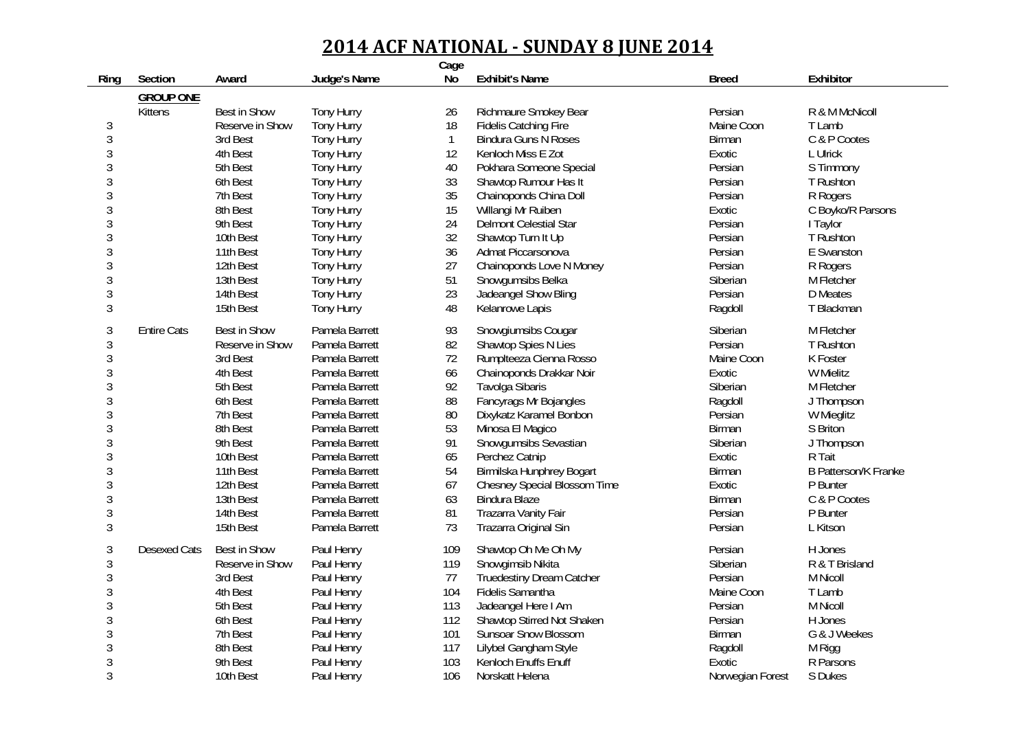# 2014 ACF NATIONAL - SUNDAY 8 JUNE 2014

| Ring | Section | Award | Judge's Name | Cage No | Exhibit's Name | Breed | Exhibitor |
|---|---|---|---|---|---|---|---|
| | **GROUP ONE** | | | | | | |
| | Kittens | Best in Show | Tony Hurry | 26 | Richmaure Smokey Bear | Persian | R & M McNicoll |
| 3 | | Reserve in Show | Tony Hurry | 18 | Fidelis Catching Fire | Maine Coon | T Lamb |
| 3 | | 3rd Best | Tony Hurry | 1 | Bindura Guns N Roses | Birman | C & P Cootes |
| 3 | | 4th Best | Tony Hurry | 12 | Kenloch Miss E Zot | Exotic | L Ulrick |
| 3 | | 5th Best | Tony Hurry | 40 | Pokhara Someone Special | Persian | S Timmony |
| 3 | | 6th Best | Tony Hurry | 33 | Shawtop Rumour Has It | Persian | T Rushton |
| 3 | | 7th Best | Tony Hurry | 35 | Chainoponds China Doll | Persian | R Rogers |
| 3 | | 8th Best | Tony Hurry | 15 | Willangi Mr Ruiben | Exotic | C Boyko/R Parsons |
| 3 | | 9th Best | Tony Hurry | 24 | Delmont Celestial Star | Persian | I Taylor |
| 3 | | 10th Best | Tony Hurry | 32 | Shawtop Turn It Up | Persian | T Rushton |
| 3 | | 11th Best | Tony Hurry | 36 | Admat Piccarsonova | Persian | E Swanston |
| 3 | | 12th Best | Tony Hurry | 27 | Chainoponds Love N Money | Persian | R Rogers |
| 3 | | 13th Best | Tony Hurry | 51 | Snowgumsibs Belka | Siberian | M Fletcher |
| 3 | | 14th Best | Tony Hurry | 23 | Jadeangel Show Bling | Persian | D Meates |
| 3 | | 15th Best | Tony Hurry | 48 | Kelanrowe Lapis | Ragdoll | T Blackman |
| 3 | Entire Cats | Best in Show | Pamela Barrett | 93 | Snowgiumsibs Cougar | Siberian | M Fletcher |
| 3 | | Reserve in Show | Pamela Barrett | 82 | Shawtop Spies N Lies | Persian | T Rushton |
| 3 | | 3rd Best | Pamela Barrett | 72 | Rumplteeza Cienna Rosso | Maine Coon | K Foster |
| 3 | | 4th Best | Pamela Barrett | 66 | Chainoponds Drakkar Noir | Exotic | W Mielitz |
| 3 | | 5th Best | Pamela Barrett | 92 | Tavolga Sibaris | Siberian | M Fletcher |
| 3 | | 6th Best | Pamela Barrett | 88 | Fancyrags Mr Bojangles | Ragdoll | J Thompson |
| 3 | | 7th Best | Pamela Barrett | 80 | Dixykatz Karamel Bonbon | Persian | W Mieglitz |
| 3 | | 8th Best | Pamela Barrett | 53 | Minosa El Magico | Birman | S Briton |
| 3 | | 9th Best | Pamela Barrett | 91 | Snowgumsibs Sevastian | Siberian | J Thompson |
| 3 | | 10th Best | Pamela Barrett | 65 | Perchez Catnip | Exotic | R Tait |
| 3 | | 11th Best | Pamela Barrett | 54 | Birmilska Hunphrey Bogart | Birman | B Patterson/K Franke |
| 3 | | 12th Best | Pamela Barrett | 67 | Chesney Special Blossom Time | Exotic | P Bunter |
| 3 | | 13th Best | Pamela Barrett | 63 | Bindura Blaze | Birman | C & P Cootes |
| 3 | | 14th Best | Pamela Barrett | 81 | Trazarra Vanity Fair | Persian | P Bunter |
| 3 | | 15th Best | Pamela Barrett | 73 | Trazarra Original Sin | Persian | L Kitson |
| 3 | Desexed Cats | Best in Show | Paul Henry | 109 | Shawtop Oh Me Oh My | Persian | H Jones |
| 3 | | Reserve in Show | Paul Henry | 119 | Snowgimsib Nikita | Siberian | R & T Brisland |
| 3 | | 3rd Best | Paul Henry | 77 | Truedestiny Dream Catcher | Persian | M Nicoll |
| 3 | | 4th Best | Paul Henry | 104 | Fidelis Samantha | Maine Coon | T Lamb |
| 3 | | 5th Best | Paul Henry | 113 | Jadeangel Here I Am | Persian | M Nicoll |
| 3 | | 6th Best | Paul Henry | 112 | Shawtop Stirred Not Shaken | Persian | H Jones |
| 3 | | 7th Best | Paul Henry | 101 | Sunsoar Snow Blossom | Birman | G & J Weekes |
| 3 | | 8th Best | Paul Henry | 117 | Lilybel Gangham Style | Ragdoll | M Rigg |
| 3 | | 9th Best | Paul Henry | 103 | Kenloch Enuffs Enuff | Exotic | R Parsons |
| 3 | | 10th Best | Paul Henry | 106 | Norskatt Helena | Norwegian Forest | S Dukes |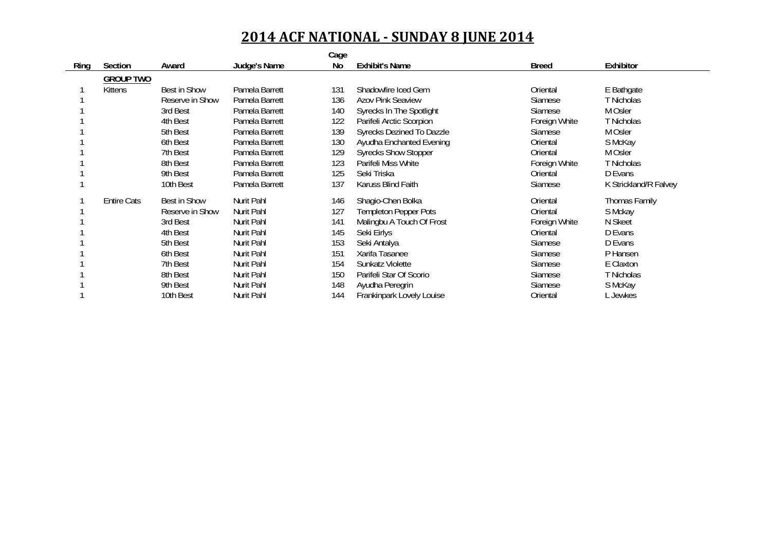# 2014 ACF NATIONAL - SUNDAY 8 JUNE 2014

| Ring | Section | Award | Judge's Name | Cage No | Exhibit's Name | Breed | Exhibitor |
|---|---|---|---|---|---|---|---|
| | **GROUP TWO** | | | | | | |
| 1 | Kittens | Best in Show | Pamela Barrett | 131 | Shadowfire Iced Gem | Oriental | E Bathgate |
| 1 | | Reserve in Show | Pamela Barrett | 136 | Azov Pink Seaview | Siamese | T Nicholas |
| 1 | | 3rd Best | Pamela Barrett | 140 | Syrecks In The Spotlight | Siamese | M Osler |
| 1 | | 4th Best | Pamela Barrett | 122 | Parifeli Arctic Scorpion | Foreign White | T Nicholas |
| 1 | | 5th Best | Pamela Barrett | 139 | Syrecks Dezined To Dazzle | Siamese | M Osler |
| 1 | | 6th Best | Pamela Barrett | 130 | Ayudha Enchanted Evening | Oriental | S McKay |
| 1 | | 7th Best | Pamela Barrett | 129 | Syrecks Show Stopper | Oriental | M Osler |
| 1 | | 8th Best | Pamela Barrett | 123 | Parifeli Miss White | Foreign White | T Nicholas |
| 1 | | 9th Best | Pamela Barrett | 125 | Seki Triska | Oriental | D Evans |
| 1 | | 10th Best | Pamela Barrett | 137 | Karuss Blind Faith | Siamese | K Strickland/R Falvey |
| 1 | Entire Cats | Best in Show | Nurit Pahl | 146 | Shagio-Chen Bolka | Oriental | Thomas Family |
| 1 | | Reserve in Show | Nurit Pahl | 127 | Templeton Pepper Pots | Oriental | S Mckay |
| 1 | | 3rd Best | Nurit Pahl | 141 | Malingbu A Touch Of Frost | Foreign White | N Skeet |
| 1 | | 4th Best | Nurit Pahl | 145 | Seki Eirlys | Oriental | D Evans |
| 1 | | 5th Best | Nurit Pahl | 153 | Seki Antalya | Siamese | D Evans |
| 1 | | 6th Best | Nurit Pahl | 151 | Xarifa Tasanee | Siamese | P Hansen |
| 1 | | 7th Best | Nurit Pahl | 154 | Sunkatz Violette | Siamese | E Claxton |
| 1 | | 8th Best | Nurit Pahl | 150 | Parifeli Star Of Scorio | Siamese | T Nicholas |
| 1 | | 9th Best | Nurit Pahl | 148 | Ayudha Peregrin | Siamese | S McKay |
| 1 | | 10th Best | Nurit Pahl | 144 | Frankinpark Lovely Louise | Oriental | L Jewkes |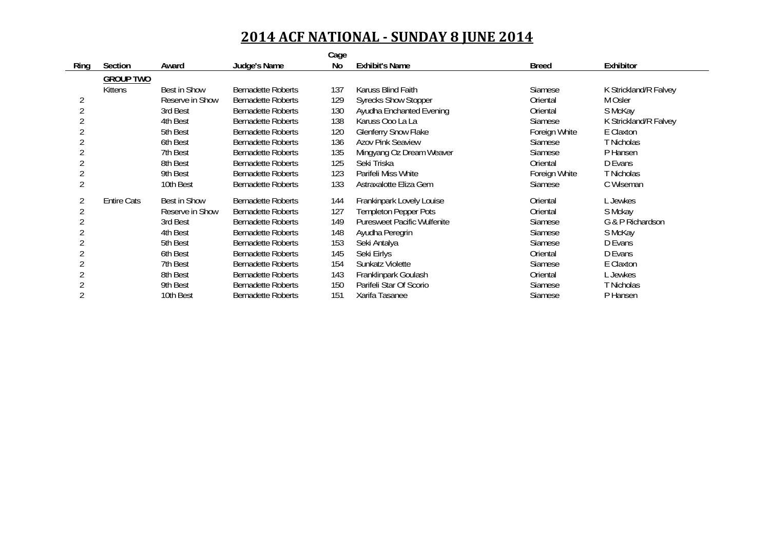# 2014 ACF NATIONAL - SUNDAY 8 JUNE 2014

| Ring | Section | Award | Judge's Name | Cage No | Exhibit's Name | Breed | Exhibitor |
|---|---|---|---|---|---|---|---|
| | **GROUP TWO** | | | | | | |
| | Kittens | Best in Show | Bernadette Roberts | 137 | Karuss Blind Faith | Siamese | K Strickland/R Falvey |
| 2 | | Reserve in Show | Bernadette Roberts | 129 | Syrecks Show Stopper | Oriental | M Osler |
| 2 | | 3rd Best | Bernadette Roberts | 130 | Ayudha Enchanted Evening | Oriental | S McKay |
| 2 | | 4th Best | Bernadette Roberts | 138 | Karuss Ooo La La | Siamese | K Strickland/R Falvey |
| 2 | | 5th Best | Bernadette Roberts | 120 | Glenferry Snow Flake | Foreign White | E Claxton |
| 2 | | 6th Best | Bernadette Roberts | 136 | Azov Pink Seaview | Siamese | T Nicholas |
| 2 | | 7th Best | Bernadette Roberts | 135 | Mingyang Oz Dream Weaver | Siamese | P Hansen |
| 2 | | 8th Best | Bernadette Roberts | 125 | Seki Triska | Oriental | D Evans |
| 2 | | 9th Best | Bernadette Roberts | 123 | Parifeli Miss White | Foreign White | T Nicholas |
| 2 | | 10th Best | Bernadette Roberts | 133 | Astraxalotte Eliza Gem | Siamese | C Wiseman |
| 2 | Entire Cats | Best in Show | Bernadette Roberts | 144 | Frankinpark Lovely Louise | Oriental | L Jewkes |
| 2 | | Reserve in Show | Bernadette Roberts | 127 | Templeton Pepper Pots | Oriental | S Mckay |
| 2 | | 3rd Best | Bernadette Roberts | 149 | Puresweet Pacific Wulfenite | Siamese | G & P Richardson |
| 2 | | 4th Best | Bernadette Roberts | 148 | Ayudha Peregrin | Siamese | S McKay |
| 2 | | 5th Best | Bernadette Roberts | 153 | Seki Antalya | Siamese | D Evans |
| 2 | | 6th Best | Bernadette Roberts | 145 | Seki Eirlys | Oriental | D Evans |
| 2 | | 7th Best | Bernadette Roberts | 154 | Sunkatz Violette | Siamese | E Claxton |
| 2 | | 8th Best | Bernadette Roberts | 143 | Franklinpark Goulash | Oriental | L Jewkes |
| 2 | | 9th Best | Bernadette Roberts | 150 | Parifeli Star Of Scorio | Siamese | T Nicholas |
| 2 | | 10th Best | Bernadette Roberts | 151 | Xarifa Tasanee | Siamese | P Hansen |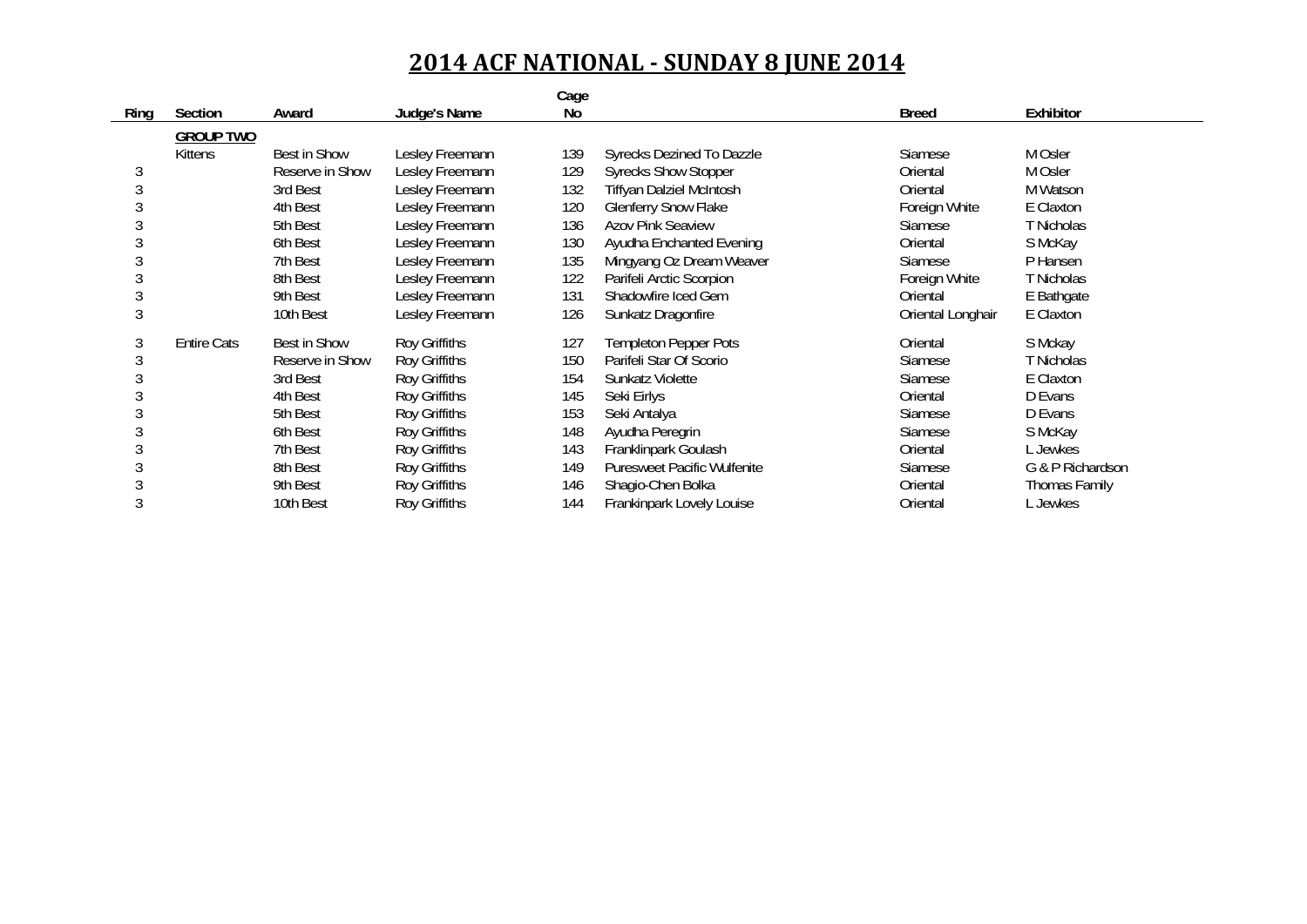# 2014 ACF NATIONAL - SUNDAY 8 JUNE 2014

| Ring | Section | Award | Judge's Name | Cage No | | Breed | Exhibitor |
|---|---|---|---|---|---|---|---|
| | **GROUP TWO** | | | | | | |
| | Kittens | Best in Show | Lesley Freemann | 139 | Syrecks Dezined To Dazzle | Siamese | M Osler |
| 3 | | Reserve in Show | Lesley Freemann | 129 | Syrecks Show Stopper | Oriental | M Osler |
| 3 | | 3rd Best | Lesley Freemann | 132 | Tiffyan Dalziel McIntosh | Oriental | M Watson |
| 3 | | 4th Best | Lesley Freemann | 120 | Glenferry Snow Flake | Foreign White | E Claxton |
| 3 | | 5th Best | Lesley Freemann | 136 | Azov Pink Seaview | Siamese | T Nicholas |
| 3 | | 6th Best | Lesley Freemann | 130 | Ayudha Enchanted Evening | Oriental | S McKay |
| 3 | | 7th Best | Lesley Freemann | 135 | Mingyang Oz Dream Weaver | Siamese | P Hansen |
| 3 | | 8th Best | Lesley Freemann | 122 | Parifeli Arctic Scorpion | Foreign White | T Nicholas |
| 3 | | 9th Best | Lesley Freemann | 131 | Shadowfire Iced Gem | Oriental | E Bathgate |
| 3 | | 10th Best | Lesley Freemann | 126 | Sunkatz Dragonfire | Oriental Longhair | E Claxton |
| 3 | Entire Cats | Best in Show | Roy Griffiths | 127 | Templeton Pepper Pots | Oriental | S Mckay |
| 3 | | Reserve in Show | Roy Griffiths | 150 | Parifeli Star Of Scorio | Siamese | T Nicholas |
| 3 | | 3rd Best | Roy Griffiths | 154 | Sunkatz Violette | Siamese | E Claxton |
| 3 | | 4th Best | Roy Griffiths | 145 | Seki Eirlys | Oriental | D Evans |
| 3 | | 5th Best | Roy Griffiths | 153 | Seki Antalya | Siamese | D Evans |
| 3 | | 6th Best | Roy Griffiths | 148 | Ayudha Peregrin | Siamese | S McKay |
| 3 | | 7th Best | Roy Griffiths | 143 | Franklinpark Goulash | Oriental | L Jewkes |
| 3 | | 8th Best | Roy Griffiths | 149 | Puresweet Pacific Wulfenite | Siamese | G & P Richardson |
| 3 | | 9th Best | Roy Griffiths | 146 | Shagio-Chen Bolka | Oriental | Thomas Family |
| 3 | | 10th Best | Roy Griffiths | 144 | Frankinpark Lovely Louise | Oriental | L Jewkes |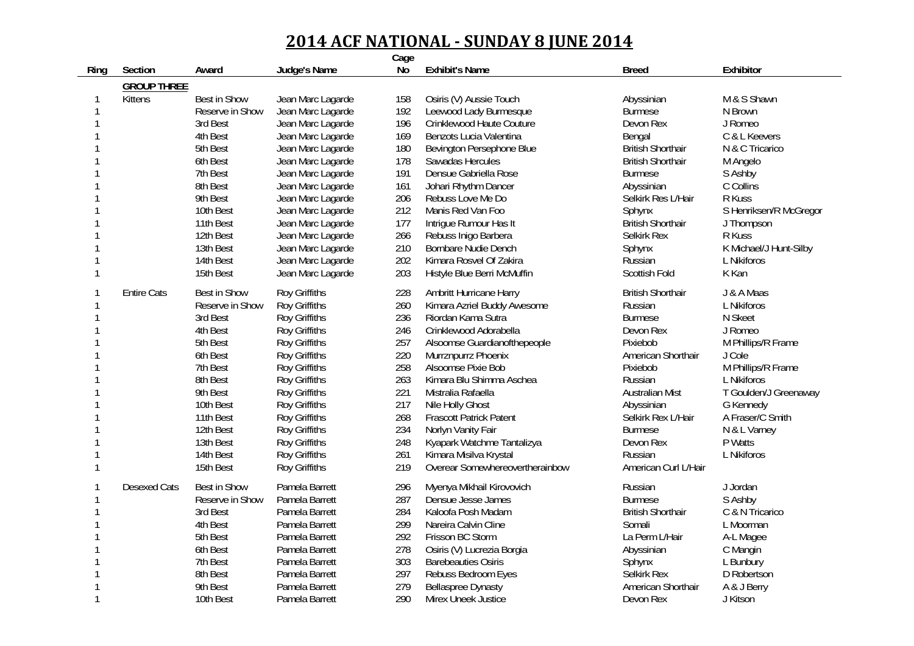# 2014 ACF NATIONAL - SUNDAY 8 JUNE 2014

| Ring | Section | Award | Judge's Name | Cage No | Exhibit's Name | Breed | Exhibitor |
|---|---|---|---|---|---|---|---|
| | **GROUP THREE** | | | | | | |
| 1 | Kittens | Best in Show | Jean Marc Lagarde | 158 | Osiris (V) Aussie Touch | Abyssinian | M & S Shawn |
| 1 | | Reserve in Show | Jean Marc Lagarde | 192 | Leewood Lady Burmesque | Burmese | N Brown |
| 1 | | 3rd Best | Jean Marc Lagarde | 196 | Crinklewood Haute Couture | Devon Rex | J Romeo |
| 1 | | 4th Best | Jean Marc Lagarde | 169 | Benzots Lucia Valentina | Bengal | C & L Keevers |
| 1 | | 5th Best | Jean Marc Lagarde | 180 | Bevington Persephone Blue | British Shorthair | N & C Tricarico |
| 1 | | 6th Best | Jean Marc Lagarde | 178 | Sawadas Hercules | British Shorthair | M Angelo |
| 1 | | 7th Best | Jean Marc Lagarde | 191 | Densue Gabriella Rose | Burmese | S Ashby |
| 1 | | 8th Best | Jean Marc Lagarde | 161 | Johari Rhythm Dancer | Abyssinian | C Collins |
| 1 | | 9th Best | Jean Marc Lagarde | 206 | Rebuss Love Me Do | Selkirk Res L/Hair | R Kuss |
| 1 | | 10th Best | Jean Marc Lagarde | 212 | Manis Red Van Foo | Sphynx | S Henriksen/R McGregor |
| 1 | | 11th Best | Jean Marc Lagarde | 177 | Intrigue Rumour Has It | British Shorthair | J Thompson |
| 1 | | 12th Best | Jean Marc Lagarde | 266 | Rebuss Inigo Barbera | Selkirk Rex | R Kuss |
| 1 | | 13th Best | Jean Marc Lagarde | 210 | Bombare Nudie Dench | Sphynx | K Michael/J Hunt-Silby |
| 1 | | 14th Best | Jean Marc Lagarde | 202 | Kimara Rosvel Of Zakira | Russian | L Nikiforos |
| 1 | | 15th Best | Jean Marc Lagarde | 203 | Histyle Blue Berri McMuffin | Scottish Fold | K Kan |
| 1 | Entire Cats | Best in Show | Roy Griffiths | 228 | Ambritt Hurricane Harry | British Shorthair | J & A Maas |
| 1 | | Reserve in Show | Roy Griffiths | 260 | Kimara Azriel Buddy Awesome | Russian | L Nikiforos |
| 1 | | 3rd Best | Roy Griffiths | 236 | Riordan Kama Sutra | Burmese | N Skeet |
| 1 | | 4th Best | Roy Griffiths | 246 | Crinklewood Adorabella | Devon Rex | J Romeo |
| 1 | | 5th Best | Roy Griffiths | 257 | Alsoomse Guardianofthepeople | Pixiebob | M Phillips/R Frame |
| 1 | | 6th Best | Roy Griffiths | 220 | Murrznpurrz Phoenix | American Shorthair | J Cole |
| 1 | | 7th Best | Roy Griffiths | 258 | Alsoomse Pixie Bob | Pixiebob | M Phillips/R Frame |
| 1 | | 8th Best | Roy Griffiths | 263 | Kimara Blu Shimma Aschea | Russian | L Nikiforos |
| 1 | | 9th Best | Roy Griffiths | 221 | Mistralia Rafaella | Australian Mist | T Goulden/J Greenaway |
| 1 | | 10th Best | Roy Griffiths | 217 | Nile Holly Ghost | Abyssinian | G Kennedy |
| 1 | | 11th Best | Roy Griffiths | 268 | Frascott Patrick Patent | Selkirk Rex L/Hair | A Fraser/C Smith |
| 1 | | 12th Best | Roy Griffiths | 234 | Norlyn Vanity Fair | Burmese | N & L Varney |
| 1 | | 13th Best | Roy Griffiths | 248 | Kyapark Watchme Tantalizya | Devon Rex | P Watts |
| 1 | | 14th Best | Roy Griffiths | 261 | Kimara Misilva Krystal | Russian | L Nikiforos |
| 1 | | 15th Best | Roy Griffiths | 219 | Overear Somewhereovertherainbow | American Curl L/Hair | |
| 1 | Desexed Cats | Best in Show | Pamela Barrett | 296 | Myenya Mikhail Kirovovich | Russian | J Jordan |
| 1 | | Reserve in Show | Pamela Barrett | 287 | Densue Jesse James | Burmese | S Ashby |
| 1 | | 3rd Best | Pamela Barrett | 284 | Kaloofa Posh Madam | British Shorthair | C & N Tricarico |
| 1 | | 4th Best | Pamela Barrett | 299 | Nareira Calvin Cline | Somali | L Moorman |
| 1 | | 5th Best | Pamela Barrett | 292 | Frisson BC Storm | La Perm L/Hair | A-L Magee |
| 1 | | 6th Best | Pamela Barrett | 278 | Osiris (V) Lucrezia Borgia | Abyssinian | C Mangin |
| 1 | | 7th Best | Pamela Barrett | 303 | Barebeauties Osiris | Sphynx | L Bunbury |
| 1 | | 8th Best | Pamela Barrett | 297 | Rebuss Bedroom Eyes | Selkirk Rex | D Robertson |
| 1 | | 9th Best | Pamela Barrett | 279 | Bellaspree Dynasty | American Shorthair | A & J Berry |
| 1 | | 10th Best | Pamela Barrett | 290 | Mirex Uneek Justice | Devon Rex | J Kitson |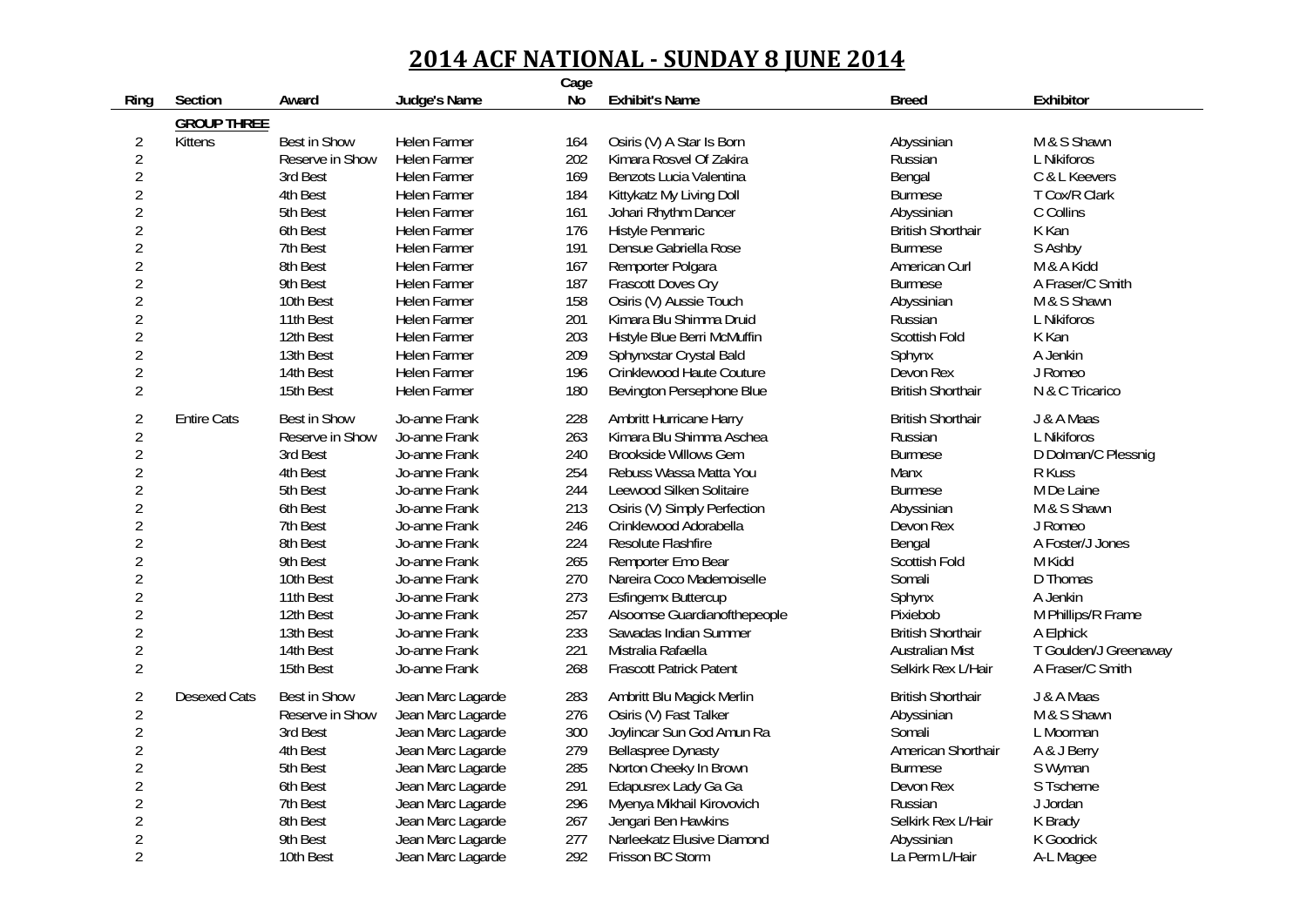# 2014 ACF NATIONAL - SUNDAY 8 JUNE 2014

| Ring | Section | Award | Judge's Name | Cage No | Exhibit's Name | Breed | Exhibitor |
|---|---|---|---|---|---|---|---|
| | **GROUP THREE** | | | | | | |
| 2 | Kittens | Best in Show | Helen Farmer | 164 | Osiris (V) A Star Is Born | Abyssinian | M & S Shawn |
| 2 | | Reserve in Show | Helen Farmer | 202 | Kimara Rosvel Of Zakira | Russian | L Nikiforos |
| 2 | | 3rd Best | Helen Farmer | 169 | Benzots Lucia Valentina | Bengal | C & L Keevers |
| 2 | | 4th Best | Helen Farmer | 184 | Kittykatz My Living Doll | Burmese | T Cox/R Clark |
| 2 | | 5th Best | Helen Farmer | 161 | Johari Rhythm Dancer | Abyssinian | C Collins |
| 2 | | 6th Best | Helen Farmer | 176 | Histyle Penmaric | British Shorthair | K Kan |
| 2 | | 7th Best | Helen Farmer | 191 | Densue Gabriella Rose | Burmese | S Ashby |
| 2 | | 8th Best | Helen Farmer | 167 | Remporter Polgara | American Curl | M & A Kidd |
| 2 | | 9th Best | Helen Farmer | 187 | Frascott Doves Cry | Burmese | A Fraser/C Smith |
| 2 | | 10th Best | Helen Farmer | 158 | Osiris (V) Aussie Touch | Abyssinian | M & S Shawn |
| 2 | | 11th Best | Helen Farmer | 201 | Kimara Blu Shimma Druid | Russian | L Nikiforos |
| 2 | | 12th Best | Helen Farmer | 203 | Histyle Blue Berri McMuffin | Scottish Fold | K Kan |
| 2 | | 13th Best | Helen Farmer | 209 | Sphynxstar Crystal Bald | Sphynx | A Jenkin |
| 2 | | 14th Best | Helen Farmer | 196 | Crinklewood Haute Couture | Devon Rex | J Romeo |
| 2 | | 15th Best | Helen Farmer | 180 | Bevington Persephone Blue | British Shorthair | N & C Tricarico |
| 2 | Entire Cats | Best in Show | Jo-anne Frank | 228 | Ambritt Hurricane Harry | British Shorthair | J & A Maas |
| 2 | | Reserve in Show | Jo-anne Frank | 263 | Kimara Blu Shimma Aschea | Russian | L Nikiforos |
| 2 | | 3rd Best | Jo-anne Frank | 240 | Brookside Willows Gem | Burmese | D Dolman/C Plessnig |
| 2 | | 4th Best | Jo-anne Frank | 254 | Rebuss Wassa Matta You | Manx | R Kuss |
| 2 | | 5th Best | Jo-anne Frank | 244 | Leewood Silken Solitaire | Burmese | M De Laine |
| 2 | | 6th Best | Jo-anne Frank | 213 | Osiris (V) Simply Perfection | Abyssinian | M & S Shawn |
| 2 | | 7th Best | Jo-anne Frank | 246 | Crinklewood Adorabella | Devon Rex | J Romeo |
| 2 | | 8th Best | Jo-anne Frank | 224 | Resolute Flashfire | Bengal | A Foster/J Jones |
| 2 | | 9th Best | Jo-anne Frank | 265 | Remporter Emo Bear | Scottish Fold | M Kidd |
| 2 | | 10th Best | Jo-anne Frank | 270 | Nareira Coco Mademoiselle | Somali | D Thomas |
| 2 | | 11th Best | Jo-anne Frank | 273 | Esfingemx Buttercup | Sphynx | A Jenkin |
| 2 | | 12th Best | Jo-anne Frank | 257 | Alsoomse Guardianofthepeople | Pixiebob | M Phillips/R Frame |
| 2 | | 13th Best | Jo-anne Frank | 233 | Sawadas Indian Summer | British Shorthair | A Elphick |
| 2 | | 14th Best | Jo-anne Frank | 221 | Mistralia Rafaella | Australian Mist | T Goulden/J Greenaway |
| 2 | | 15th Best | Jo-anne Frank | 268 | Frascott Patrick Patent | Selkirk Rex L/Hair | A Fraser/C Smith |
| 2 | Desexed Cats | Best in Show | Jean Marc Lagarde | 283 | Ambritt Blu Magick Merlin | British Shorthair | J & A Maas |
| 2 | | Reserve in Show | Jean Marc Lagarde | 276 | Osiris (V) Fast Talker | Abyssinian | M & S Shawn |
| 2 | | 3rd Best | Jean Marc Lagarde | 300 | Joylincar Sun God Amun Ra | Somali | L Moorman |
| 2 | | 4th Best | Jean Marc Lagarde | 279 | Bellaspree Dynasty | American Shorthair | A & J Berry |
| 2 | | 5th Best | Jean Marc Lagarde | 285 | Norton Cheeky In Brown | Burmese | S Wyman |
| 2 | | 6th Best | Jean Marc Lagarde | 291 | Edapusrex Lady Ga Ga | Devon Rex | S Tscherne |
| 2 | | 7th Best | Jean Marc Lagarde | 296 | Myenya Mikhail Kirovovich | Russian | J Jordan |
| 2 | | 8th Best | Jean Marc Lagarde | 267 | Jengari Ben Hawkins | Selkirk Rex L/Hair | K Brady |
| 2 | | 9th Best | Jean Marc Lagarde | 277 | Narleekatz Elusive Diamond | Abyssinian | K Goodrick |
| 2 | | 10th Best | Jean Marc Lagarde | 292 | Frisson BC Storm | La Perm L/Hair | A-L Magee |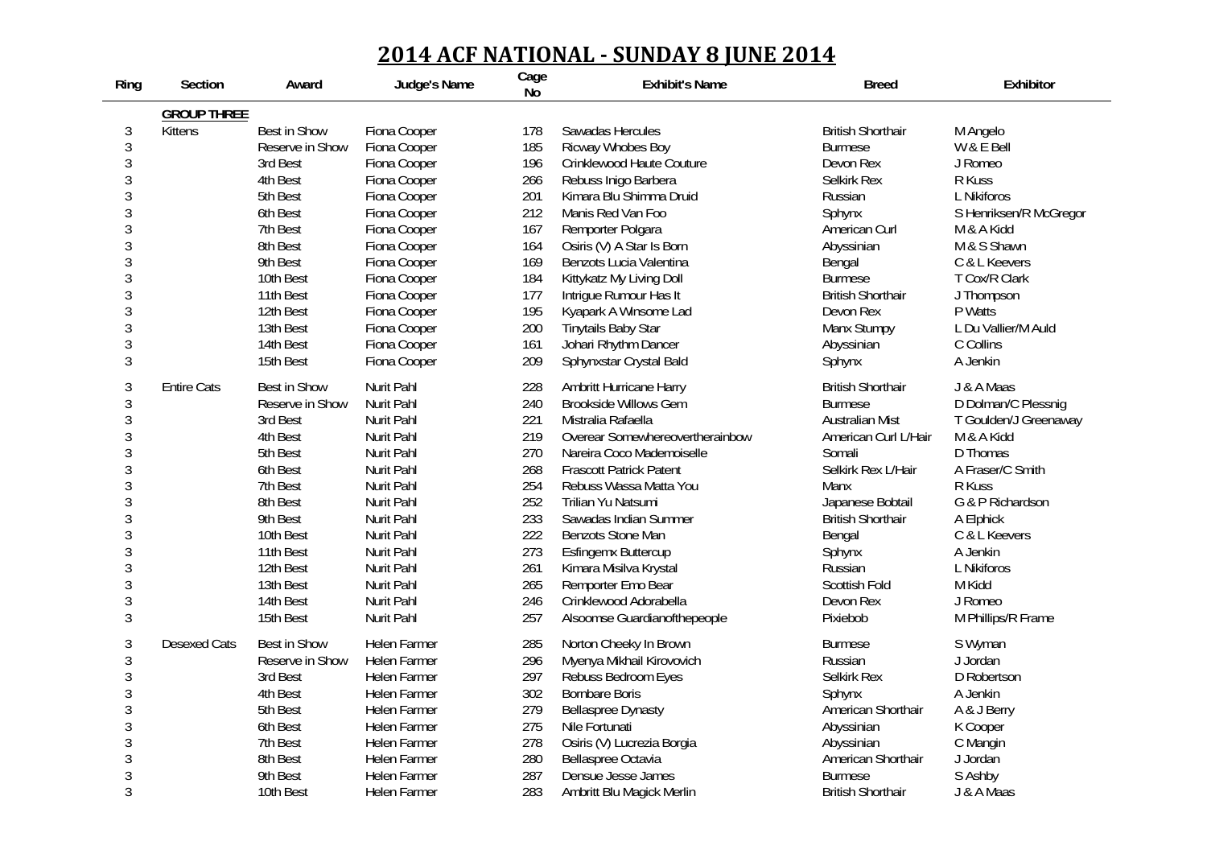# 2014 ACF NATIONAL - SUNDAY 8 JUNE 2014

| Ring | Section | Award | Judge's Name | Cage No | Exhibit's Name | Breed | Exhibitor |
|---|---|---|---|---|---|---|---|
| | **GROUP THREE** | | | | | | |
| 3 | Kittens | Best in Show | Fiona Cooper | 178 | Sawadas Hercules | British Shorthair | M Angelo |
| 3 | | Reserve in Show | Fiona Cooper | 185 | Ricway Whobes Boy | Burmese | W & E Bell |
| 3 | | 3rd Best | Fiona Cooper | 196 | Crinklewood Haute Couture | Devon Rex | J Romeo |
| 3 | | 4th Best | Fiona Cooper | 266 | Rebuss Inigo Barbera | Selkirk Rex | R Kuss |
| 3 | | 5th Best | Fiona Cooper | 201 | Kimara Blu Shimma Druid | Russian | L Nikiforos |
| 3 | | 6th Best | Fiona Cooper | 212 | Manis Red Van Foo | Sphynx | S Henriksen/R McGregor |
| 3 | | 7th Best | Fiona Cooper | 167 | Remporter Polgara | American Curl | M & A Kidd |
| 3 | | 8th Best | Fiona Cooper | 164 | Osiris (V) A Star Is Born | Abyssinian | M & S Shawn |
| 3 | | 9th Best | Fiona Cooper | 169 | Benzots Lucia Valentina | Bengal | C & L Keevers |
| 3 | | 10th Best | Fiona Cooper | 184 | Kittykatz My Living Doll | Burmese | T Cox/R Clark |
| 3 | | 11th Best | Fiona Cooper | 177 | Intrigue Rumour Has It | British Shorthair | J Thompson |
| 3 | | 12th Best | Fiona Cooper | 195 | Kyapark A Winsome Lad | Devon Rex | P Watts |
| 3 | | 13th Best | Fiona Cooper | 200 | Tinytails Baby Star | Manx Stumpy | L Du Vallier/M Auld |
| 3 | | 14th Best | Fiona Cooper | 161 | Johari Rhythm Dancer | Abyssinian | C Collins |
| 3 | | 15th Best | Fiona Cooper | 209 | Sphynxstar Crystal Bald | Sphynx | A Jenkin |
| 3 | Entire Cats | Best in Show | Nurit Pahl | 228 | Ambritt Hurricane Harry | British Shorthair | J & A Maas |
| 3 | | Reserve in Show | Nurit Pahl | 240 | Brookside Willows Gem | Burmese | D Dolman/C Plessnig |
| 3 | | 3rd Best | Nurit Pahl | 221 | Mistralia Rafaella | Australian Mist | T Goulden/J Greenaway |
| 3 | | 4th Best | Nurit Pahl | 219 | Overear Somewhereovertherainbow | American Curl L/Hair | M & A Kidd |
| 3 | | 5th Best | Nurit Pahl | 270 | Nareira Coco Mademoiselle | Somali | D Thomas |
| 3 | | 6th Best | Nurit Pahl | 268 | Frascott Patrick Patent | Selkirk Rex L/Hair | A Fraser/C Smith |
| 3 | | 7th Best | Nurit Pahl | 254 | Rebuss Wassa Matta You | Manx | R Kuss |
| 3 | | 8th Best | Nurit Pahl | 252 | Trilian Yu Natsumi | Japanese Bobtail | G & P Richardson |
| 3 | | 9th Best | Nurit Pahl | 233 | Sawadas Indian Summer | British Shorthair | A Elphick |
| 3 | | 10th Best | Nurit Pahl | 222 | Benzots Stone Man | Bengal | C & L Keevers |
| 3 | | 11th Best | Nurit Pahl | 273 | Esfingemx Buttercup | Sphynx | A Jenkin |
| 3 | | 12th Best | Nurit Pahl | 261 | Kimara Misilva Krystal | Russian | L Nikiforos |
| 3 | | 13th Best | Nurit Pahl | 265 | Remporter Emo Bear | Scottish Fold | M Kidd |
| 3 | | 14th Best | Nurit Pahl | 246 | Crinklewood Adorabella | Devon Rex | J Romeo |
| 3 | | 15th Best | Nurit Pahl | 257 | Alsoomse Guardianofthepeople | Pixiebob | M Phillips/R Frame |
| 3 | Desexed Cats | Best in Show | Helen Farmer | 285 | Norton Cheeky In Brown | Burmese | S Wyman |
| 3 | | Reserve in Show | Helen Farmer | 296 | Myenya Mikhail Kirovovich | Russian | J Jordan |
| 3 | | 3rd Best | Helen Farmer | 297 | Rebuss Bedroom Eyes | Selkirk Rex | D Robertson |
| 3 | | 4th Best | Helen Farmer | 302 | Bombare Boris | Sphynx | A Jenkin |
| 3 | | 5th Best | Helen Farmer | 279 | Bellaspree Dynasty | American Shorthair | A & J Berry |
| 3 | | 6th Best | Helen Farmer | 275 | Nile Fortunati | Abyssinian | K Cooper |
| 3 | | 7th Best | Helen Farmer | 278 | Osiris (V) Lucrezia Borgia | Abyssinian | C Mangin |
| 3 | | 8th Best | Helen Farmer | 280 | Bellaspree Octavia | American Shorthair | J Jordan |
| 3 | | 9th Best | Helen Farmer | 287 | Densue Jesse James | Burmese | S Ashby |
| 3 | | 10th Best | Helen Farmer | 283 | Ambritt Blu Magick Merlin | British Shorthair | J & A Maas |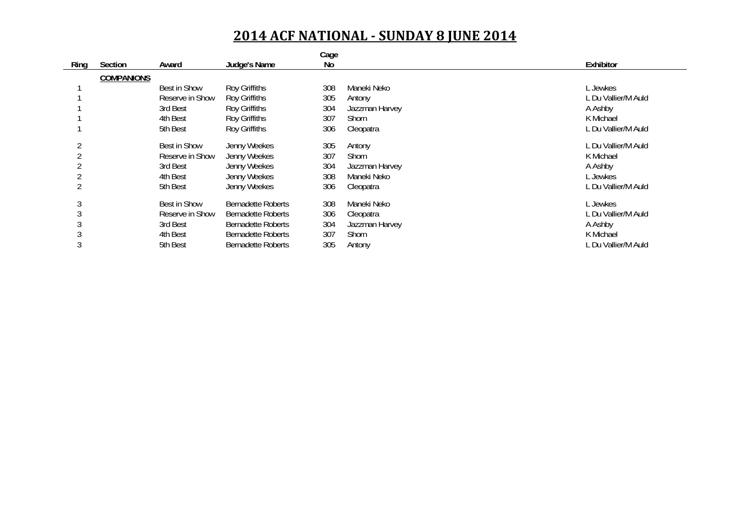# 2014 ACF NATIONAL - SUNDAY 8 JUNE 2014

| Ring | Section | Award | Judge's Name | Cage No | | Exhibitor |
|---|---|---|---|---|---|---|
| | COMPANIONS | | | | | |
| 1 | | Best in Show | Roy Griffiths | 308 | Maneki Neko | L Jewkes |
| 1 | | Reserve in Show | Roy Griffiths | 305 | Antony | L Du Vallier/M Auld |
| 1 | | 3rd Best | Roy Griffiths | 304 | Jazzman Harvey | A Ashby |
| 1 | | 4th Best | Roy Griffiths | 307 | Shorn | K Michael |
| 1 | | 5th Best | Roy Griffiths | 306 | Cleopatra | L Du Vallier/M Auld |
| 2 | | Best in Show | Jenny Weekes | 305 | Antony | L Du Vallier/M Auld |
| 2 | | Reserve in Show | Jenny Weekes | 307 | Shorn | K Michael |
| 2 | | 3rd Best | Jenny Weekes | 304 | Jazzman Harvey | A Ashby |
| 2 | | 4th Best | Jenny Weekes | 308 | Maneki Neko | L Jewkes |
| 2 | | 5th Best | Jenny Weekes | 306 | Cleopatra | L Du Vallier/M Auld |
| 3 | | Best in Show | Bernadette Roberts | 308 | Maneki Neko | L Jewkes |
| 3 | | Reserve in Show | Bernadette Roberts | 306 | Cleopatra | L Du Vallier/M Auld |
| 3 | | 3rd Best | Bernadette Roberts | 304 | Jazzman Harvey | A Ashby |
| 3 | | 4th Best | Bernadette Roberts | 307 | Shorn | K Michael |
| 3 | | 5th Best | Bernadette Roberts | 305 | Antony | L Du Vallier/M Auld |